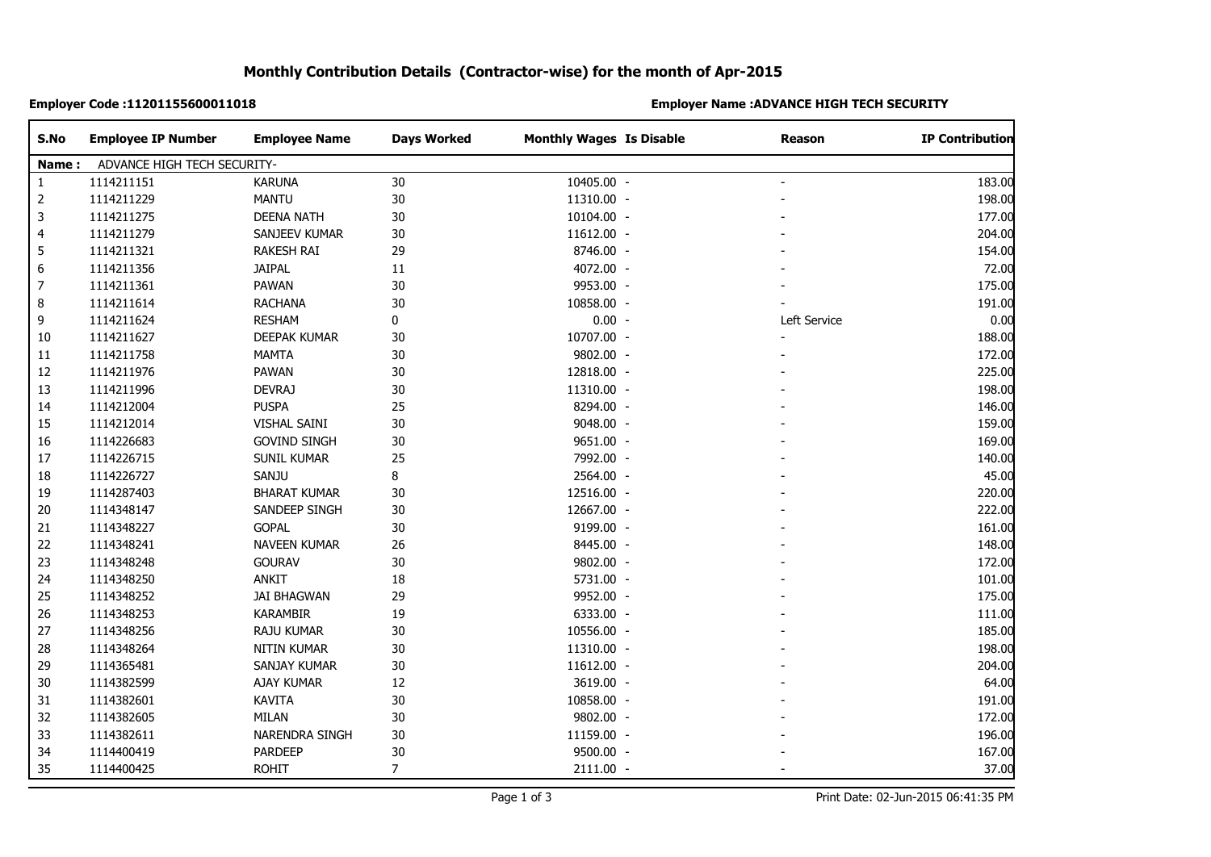# Monthly Contribution Details (Contractor-wise) for the month of Apr-2015

**Employer Code :11201155600011018**

**Employer Name :ADVANCE HIGH TECH SECURITY**

| S.No | Employee IP Number | Employee Name | Days Worked | Monthly Wages | Is Disable | Reason | IP Contribution |
|---|---|---|---|---|---|---|---|
| **Name :** | ADVANCE HIGH TECH SECURITY- | | | | | | |
| 1 | 1114211151 | KARUNA | 30 | 10405.00 | - | - | 183.00 |
| 2 | 1114211229 | MANTU | 30 | 11310.00 | - | - | 198.00 |
| 3 | 1114211275 | DEENA NATH | 30 | 10104.00 | - | - | 177.00 |
| 4 | 1114211279 | SANJEEV KUMAR | 30 | 11612.00 | - | - | 204.00 |
| 5 | 1114211321 | RAKESH RAI | 29 | 8746.00 | - | - | 154.00 |
| 6 | 1114211356 | JAIPAL | 11 | 4072.00 | - | - | 72.00 |
| 7 | 1114211361 | PAWAN | 30 | 9953.00 | - | - | 175.00 |
| 8 | 1114211614 | RACHANA | 30 | 10858.00 | - | - | 191.00 |
| 9 | 1114211624 | RESHAM | 0 | 0.00 | - | Left Service | 0.00 |
| 10 | 1114211627 | DEEPAK KUMAR | 30 | 10707.00 | - | - | 188.00 |
| 11 | 1114211758 | MAMTA | 30 | 9802.00 | - | - | 172.00 |
| 12 | 1114211976 | PAWAN | 30 | 12818.00 | - | - | 225.00 |
| 13 | 1114211996 | DEVRAJ | 30 | 11310.00 | - | - | 198.00 |
| 14 | 1114212004 | PUSPA | 25 | 8294.00 | - | - | 146.00 |
| 15 | 1114212014 | VISHAL SAINI | 30 | 9048.00 | - | - | 159.00 |
| 16 | 1114226683 | GOVIND SINGH | 30 | 9651.00 | - | - | 169.00 |
| 17 | 1114226715 | SUNIL KUMAR | 25 | 7992.00 | - | - | 140.00 |
| 18 | 1114226727 | SANJU | 8 | 2564.00 | - | - | 45.00 |
| 19 | 1114287403 | BHARAT KUMAR | 30 | 12516.00 | - | - | 220.00 |
| 20 | 1114348147 | SANDEEP SINGH | 30 | 12667.00 | - | - | 222.00 |
| 21 | 1114348227 | GOPAL | 30 | 9199.00 | - | - | 161.00 |
| 22 | 1114348241 | NAVEEN KUMAR | 26 | 8445.00 | - | - | 148.00 |
| 23 | 1114348248 | GOURAV | 30 | 9802.00 | - | - | 172.00 |
| 24 | 1114348250 | ANKIT | 18 | 5731.00 | - | - | 101.00 |
| 25 | 1114348252 | JAI BHAGWAN | 29 | 9952.00 | - | - | 175.00 |
| 26 | 1114348253 | KARAMBIR | 19 | 6333.00 | - | - | 111.00 |
| 27 | 1114348256 | RAJU KUMAR | 30 | 10556.00 | - | - | 185.00 |
| 28 | 1114348264 | NITIN KUMAR | 30 | 11310.00 | - | - | 198.00 |
| 29 | 1114365481 | SANJAY KUMAR | 30 | 11612.00 | - | - | 204.00 |
| 30 | 1114382599 | AJAY KUMAR | 12 | 3619.00 | - | - | 64.00 |
| 31 | 1114382601 | KAVITA | 30 | 10858.00 | - | - | 191.00 |
| 32 | 1114382605 | MILAN | 30 | 9802.00 | - | - | 172.00 |
| 33 | 1114382611 | NARENDRA SINGH | 30 | 11159.00 | - | - | 196.00 |
| 34 | 1114400419 | PARDEEP | 30 | 9500.00 | - | - | 167.00 |
| 35 | 1114400425 | ROHIT | 7 | 2111.00 | - | - | 37.00 |

Print Date: 02-Jun-2015 06:41:35 PM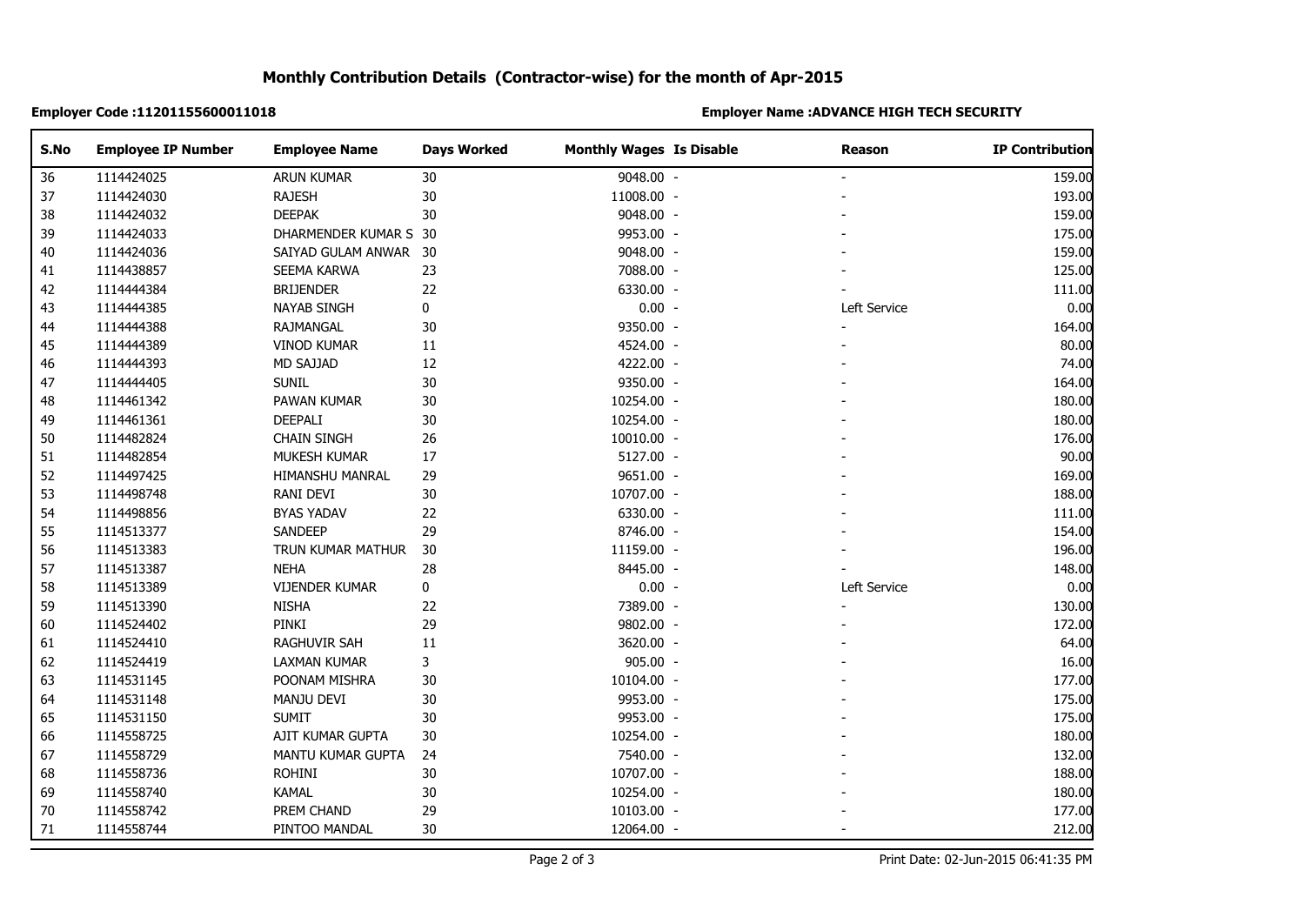## Monthly Contribution Details (Contractor-wise) for the month of Apr-2015

**Employer Code :11201155600011018** **Employer Name :ADVANCE HIGH TECH SECURITY**

| S.No | Employee IP Number | Employee Name | Days Worked | Monthly Wages | Is Disable | Reason | IP Contribution |
|---|---|---|---|---|---|---|---|
| 36 | 1114424025 | ARUN KUMAR | 30 | 9048.00 | - | - | 159.00 |
| 37 | 1114424030 | RAJESH | 30 | 11008.00 | - | - | 193.00 |
| 38 | 1114424032 | DEEPAK | 30 | 9048.00 | - | - | 159.00 |
| 39 | 1114424033 | DHARMENDER KUMAR S | 30 | 9953.00 | - | - | 175.00 |
| 40 | 1114424036 | SAIYAD GULAM ANWAR | 30 | 9048.00 | - | - | 159.00 |
| 41 | 1114438857 | SEEMA KARWA | 23 | 7088.00 | - | - | 125.00 |
| 42 | 1114444384 | BRIJENDER | 22 | 6330.00 | - | - | 111.00 |
| 43 | 1114444385 | NAYAB SINGH | 0 | 0.00 | - | Left Service | 0.00 |
| 44 | 1114444388 | RAJMANGAL | 30 | 9350.00 | - | - | 164.00 |
| 45 | 1114444389 | VINOD KUMAR | 11 | 4524.00 | - | - | 80.00 |
| 46 | 1114444393 | MD SAJJAD | 12 | 4222.00 | - | - | 74.00 |
| 47 | 1114444405 | SUNIL | 30 | 9350.00 | - | - | 164.00 |
| 48 | 1114461342 | PAWAN KUMAR | 30 | 10254.00 | - | - | 180.00 |
| 49 | 1114461361 | DEEPALI | 30 | 10254.00 | - | - | 180.00 |
| 50 | 1114482824 | CHAIN SINGH | 26 | 10010.00 | - | - | 176.00 |
| 51 | 1114482854 | MUKESH KUMAR | 17 | 5127.00 | - | - | 90.00 |
| 52 | 1114497425 | HIMANSHU MANRAL | 29 | 9651.00 | - | - | 169.00 |
| 53 | 1114498748 | RANI DEVI | 30 | 10707.00 | - | - | 188.00 |
| 54 | 1114498856 | BYAS YADAV | 22 | 6330.00 | - | - | 111.00 |
| 55 | 1114513377 | SANDEEP | 29 | 8746.00 | - | - | 154.00 |
| 56 | 1114513383 | TRUN KUMAR MATHUR | 30 | 11159.00 | - | - | 196.00 |
| 57 | 1114513387 | NEHA | 28 | 8445.00 | - | - | 148.00 |
| 58 | 1114513389 | VIJENDER KUMAR | 0 | 0.00 | - | Left Service | 0.00 |
| 59 | 1114513390 | NISHA | 22 | 7389.00 | - | - | 130.00 |
| 60 | 1114524402 | PINKI | 29 | 9802.00 | - | - | 172.00 |
| 61 | 1114524410 | RAGHUVIR SAH | 11 | 3620.00 | - | - | 64.00 |
| 62 | 1114524419 | LAXMAN KUMAR | 3 | 905.00 | - | - | 16.00 |
| 63 | 1114531145 | POONAM MISHRA | 30 | 10104.00 | - | - | 177.00 |
| 64 | 1114531148 | MANJU DEVI | 30 | 9953.00 | - | - | 175.00 |
| 65 | 1114531150 | SUMIT | 30 | 9953.00 | - | - | 175.00 |
| 66 | 1114558725 | AJIT KUMAR GUPTA | 30 | 10254.00 | - | - | 180.00 |
| 67 | 1114558729 | MANTU KUMAR GUPTA | 24 | 7540.00 | - | - | 132.00 |
| 68 | 1114558736 | ROHINI | 30 | 10707.00 | - | - | 188.00 |
| 69 | 1114558740 | KAMAL | 30 | 10254.00 | - | - | 180.00 |
| 70 | 1114558742 | PREM CHAND | 29 | 10103.00 | - | - | 177.00 |
| 71 | 1114558744 | PINTOO MANDAL | 30 | 12064.00 | - | - | 212.00 |

Print Date: 02-Jun-2015 06:41:35 PM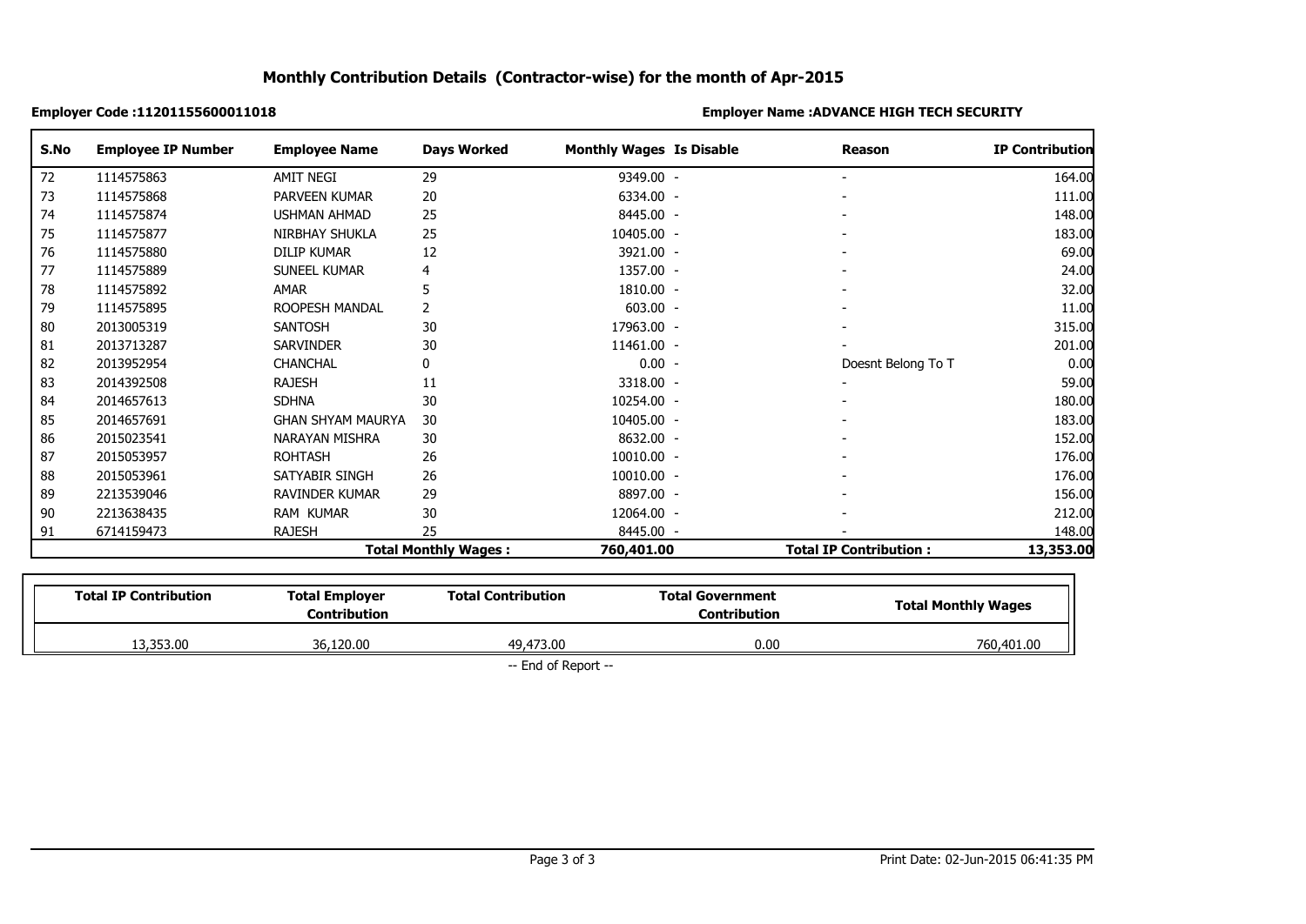## Monthly Contribution Details (Contractor-wise) for the month of Apr-2015

**Employer Code :11201155600011018**

**Employer Name :ADVANCE HIGH TECH SECURITY**

| S.No | Employee IP Number | Employee Name | Days Worked | Monthly Wages | Is Disable | Reason | IP Contribution |
|---|---|---|---|---|---|---|---|
| 72 | 1114575863 | AMIT NEGI | 29 | 9349.00 | - | - | 164.00 |
| 73 | 1114575868 | PARVEEN KUMAR | 20 | 6334.00 | - | - | 111.00 |
| 74 | 1114575874 | USHMAN AHMAD | 25 | 8445.00 | - | - | 148.00 |
| 75 | 1114575877 | NIRBHAY SHUKLA | 25 | 10405.00 | - | - | 183.00 |
| 76 | 1114575880 | DILIP KUMAR | 12 | 3921.00 | - | - | 69.00 |
| 77 | 1114575889 | SUNEEL KUMAR | 4 | 1357.00 | - | - | 24.00 |
| 78 | 1114575892 | AMAR | 5 | 1810.00 | - | - | 32.00 |
| 79 | 1114575895 | ROOPESH MANDAL | 2 | 603.00 | - | - | 11.00 |
| 80 | 2013005319 | SANTOSH | 30 | 17963.00 | - | - | 315.00 |
| 81 | 2013713287 | SARVINDER | 30 | 11461.00 | - | - | 201.00 |
| 82 | 2013952954 | CHANCHAL | 0 | 0.00 | - | Doesnt Belong To T | 0.00 |
| 83 | 2014392508 | RAJESH | 11 | 3318.00 | - | - | 59.00 |
| 84 | 2014657613 | SDHNA | 30 | 10254.00 | - | - | 180.00 |
| 85 | 2014657691 | GHAN SHYAM MAURYA | 30 | 10405.00 | - | - | 183.00 |
| 86 | 2015023541 | NARAYAN MISHRA | 30 | 8632.00 | - | - | 152.00 |
| 87 | 2015053957 | ROHTASH | 26 | 10010.00 | - | - | 176.00 |
| 88 | 2015053961 | SATYABIR SINGH | 26 | 10010.00 | - | - | 176.00 |
| 89 | 2213539046 | RAVINDER KUMAR | 29 | 8897.00 | - | - | 156.00 |
| 90 | 2213638435 | RAM KUMAR | 30 | 12064.00 | - | - | 212.00 |
| 91 | 6714159473 | RAJESH | 25 | 8445.00 | - | - | 148.00 |
| | | | **Total Monthly Wages :** | **760,401.00** | | **Total IP Contribution :** | **13,353.00** |

| Total IP Contribution | Total Employer Contribution | Total Contribution | Total Government Contribution | Total Monthly Wages |
|---|---|---|---|---|
| 13,353.00 | 36,120.00 | 49,473.00 | 0.00 | 760,401.00 |

-- End of Report --

Print Date: 02-Jun-2015 06:41:35 PM